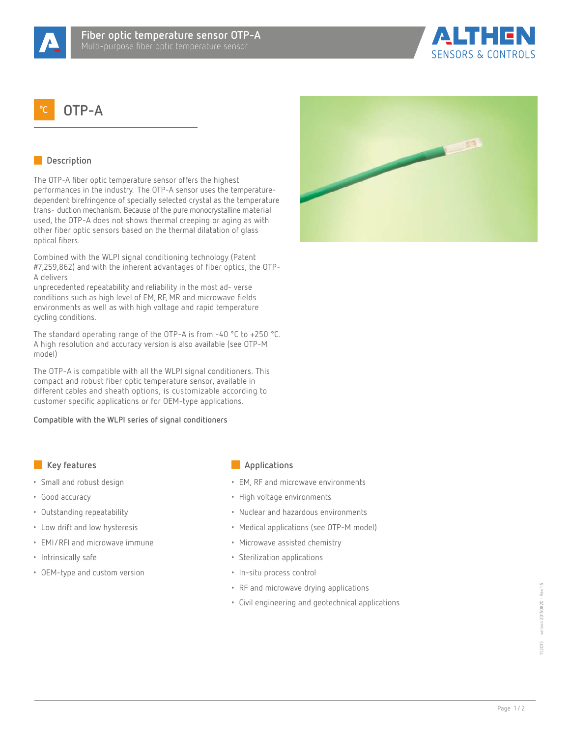# Fiber optic temperature sensor OTP-A

Multi-purpose fiber optic temperature sensor

## OTP-A

### Description

The OTP-A fiber optic temperature sensor offers the highest performances in the industry. The OTP-A sensor uses the temperature-dependent birefringence of specially selected crystal as the temperature trans- duction mechanism. Because of the pure monocrystalline material used, the OTP-A does not shows thermal creeping or aging as with other fiber optic sensors based on the thermal dilatation of glass optical fibers.

Combined with the WLPI signal conditioning technology (Patent #7,259,862) and with the inherent advantages of fiber optics, the OTP-A delivers
unprecedented repeatability and reliability in the most ad- verse conditions such as high level of EM, RF, MR and microwave fields environments as well as with high voltage and rapid temperature cycling conditions.

The standard operating range of the OTP-A is from -40 °C to +250 °C. A high resolution and accuracy version is also available (see OTP-M model)

The OTP-A is compatible with all the WLPI signal conditioners. This compact and robust fiber optic temperature sensor, available in different cables and sheath options, is customizable according to customer specific applications or for OEM-type applications.

**Compatible with the WLPI series of signal conditioners**

### Key features

- Small and robust design
- Good accuracy
- Outstanding repeatability
- Low drift and low hysteresis
- EMI/RFI and microwave immune
- Intrinsically safe
- OEM-type and custom version

### Applications

- EM, RF and microwave environments
- High voltage environments
- Nuclear and hazardous environments
- Medical applications (see OTP-M model)
- Microwave assisted chemistry
- Sterilization applications
- In-situ process control
- RF and microwave drying applications
- Civil engineering and geotechnical applications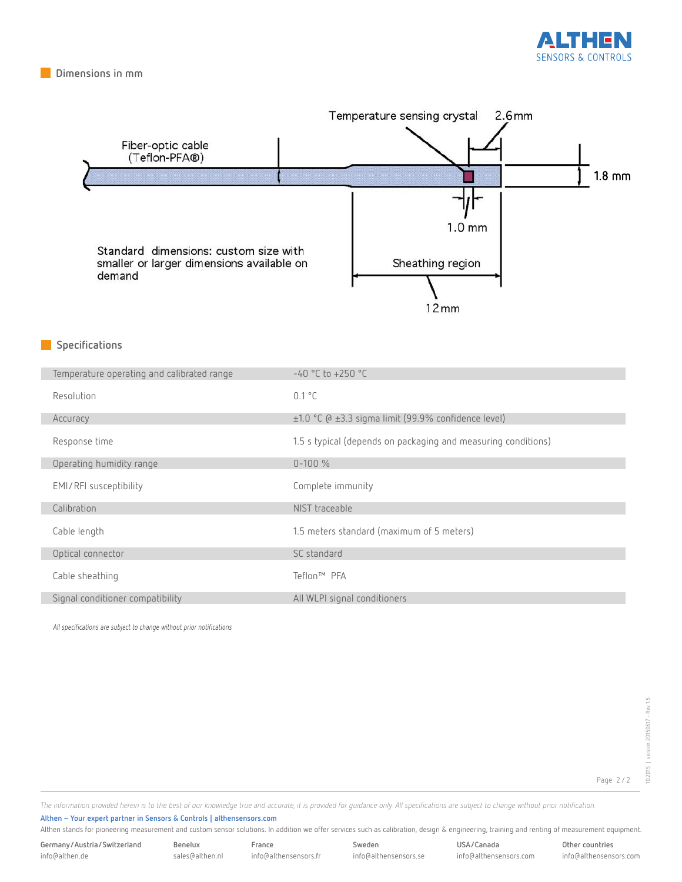## Dimensions in mm

Fiber-optic cable
(Teflon-PFA®)

Temperature sensing crystal

2.6mm

1.8 mm

1.0 mm

Standard dimensions: custom size with smaller or larger dimensions available on demand

Sheathing region

12mm

## Specifications

| | |
|---|---|
| Temperature operating and calibrated range | -40 °C to +250 °C |
| Resolution | 0.1 °C |
| Accuracy | ±1.0 °C @ ±3.3 sigma limit (99.9% confidence level) |
| Response time | 1.5 s typical (depends on packaging and measuring conditions) |
| Operating humidity range | 0-100 % |
| EMI/RFI susceptibility | Complete immunity |
| Calibration | NIST traceable |
| Cable length | 1.5 meters standard (maximum of 5 meters) |
| Optical connector | SC standard |
| Cable sheathing | Teflon™ PFA |
| Signal conditioner compatibility | All WLPI signal conditioners |

*All specifications are subject to change without prior notifications*

*The information provided herein is to the best of our knowledge true and accurate, it is provided for guidance only. All specifications are subject to change without prior notification.*

**Althen – Your expert partner in Sensors & Controls | althensensors.com**

Althen stands for pioneering measurement and custom sensor solutions. In addition we offer services such as calibration, design & engineering, training and renting of measurement equipment.

| Germany/Austria/Switzerland | Benelux | France | Sweden | USA/Canada | Other countries |
|---|---|---|---|---|---|
| info@althen.de | sales@althen.nl | info@althensensors.fr | info@althensensors.se | info@althensensors.com | info@althensensors.com |